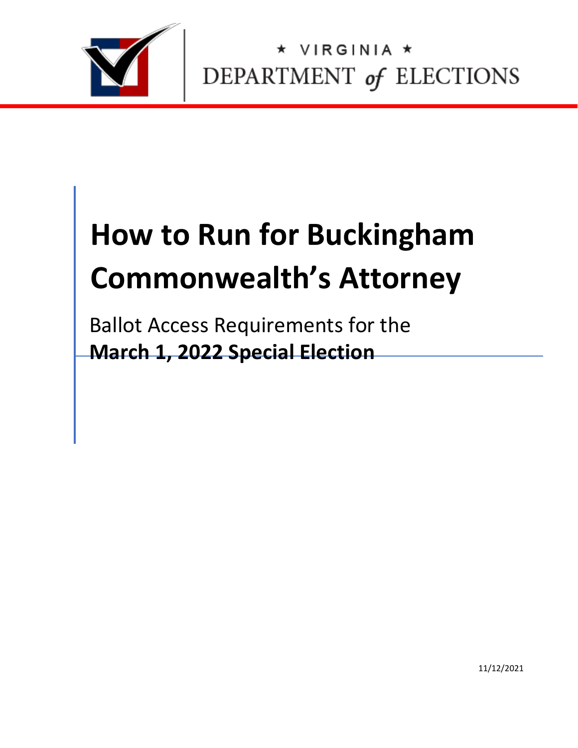★ VIRGINIA ★

DEPARTMENT *of* ELECTIONS

# How to Run for Buckingham Commonwealth's Attorney

Ballot Access Requirements for the

**March 1, 2022 Special Election**

11/12/2021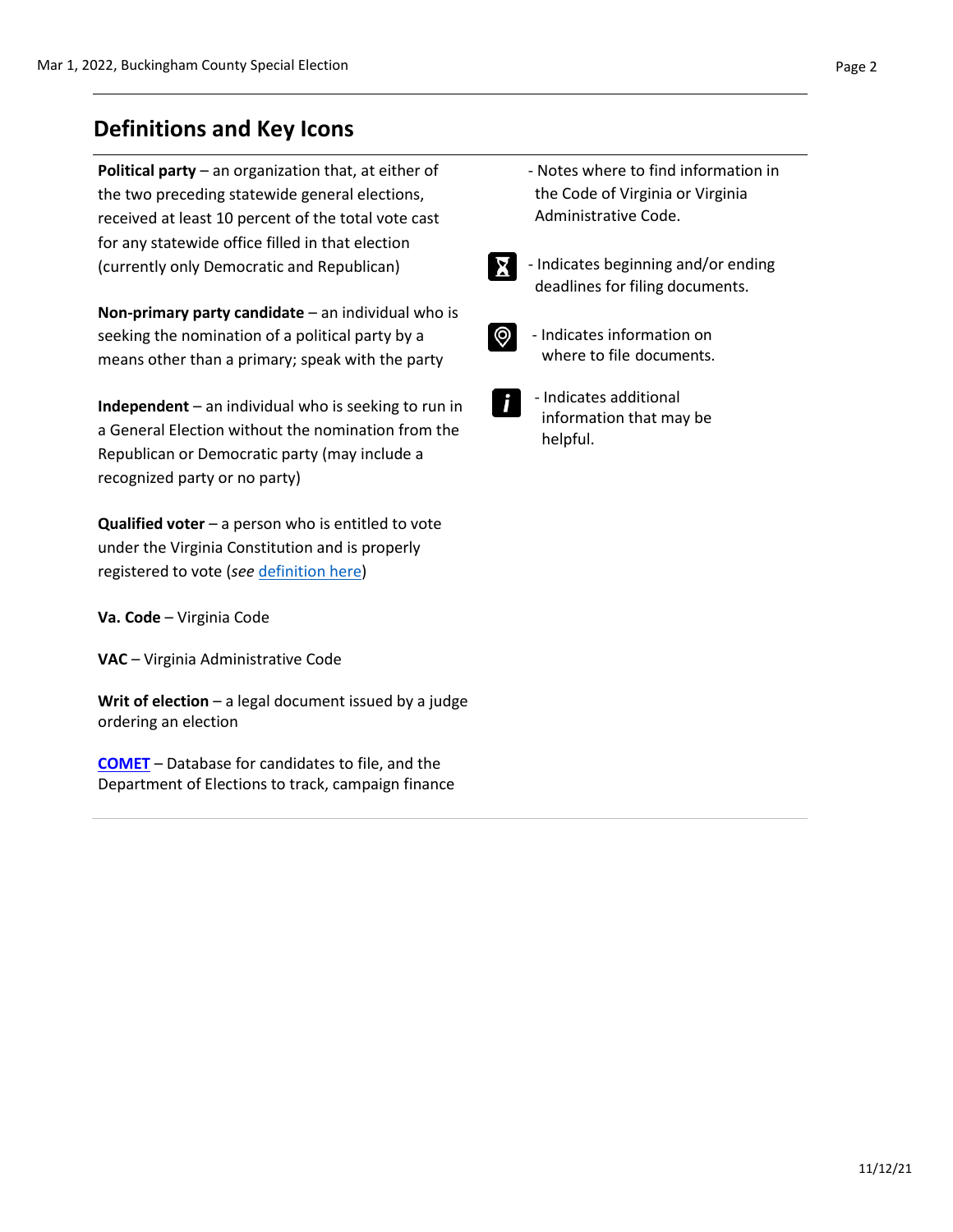## Definitions and Key Icons

**Political party** – an organization that, at either of the two preceding statewide general elections, received at least 10 percent of the total vote cast for any statewide office filled in that election (currently only Democratic and Republican)

**Non-primary party candidate** – an individual who is seeking the nomination of a political party by a means other than a primary; speak with the party

**Independent** – an individual who is seeking to run in a General Election without the nomination from the Republican or Democratic party (may include a recognized party or no party)

**Qualified voter** – a person who is entitled to vote under the Virginia Constitution and is properly registered to vote (*see* [definition here](#))

**Va. Code** – Virginia Code

**VAC** – Virginia Administrative Code

**Writ of election** – a legal document issued by a judge ordering an election

**[COMET](#)** – Database for candidates to file, and the Department of Elections to track, campaign finance

- Notes where to find information in the Code of Virginia or Virginia Administrative Code.

- Indicates beginning and/or ending deadlines for filing documents.

- Indicates information on where to file documents.

- Indicates additional information that may be helpful.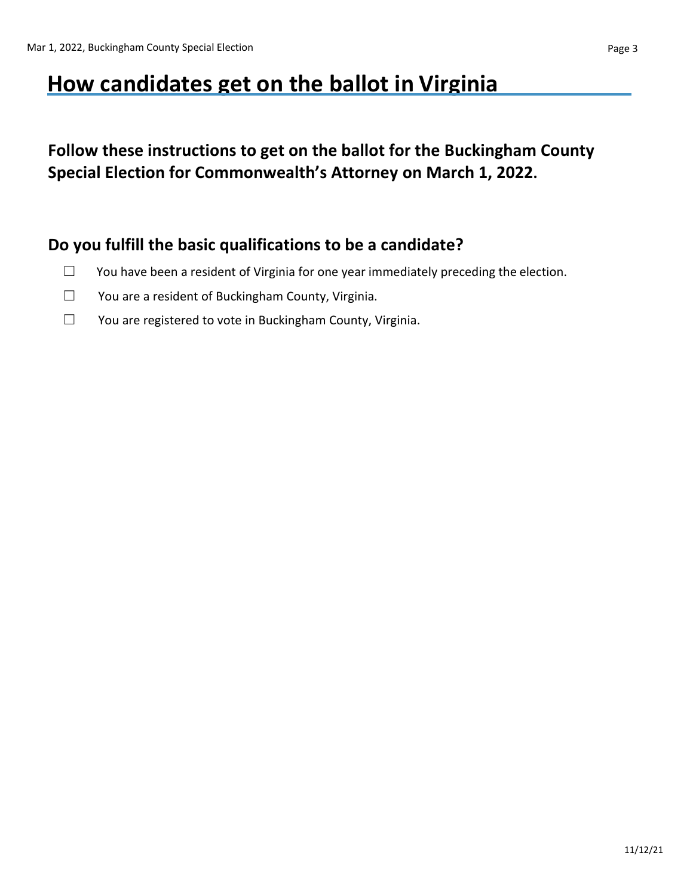# How candidates get on the ballot in Virginia

**Follow these instructions to get on the ballot for the Buckingham County Special Election for Commonwealth's Attorney on March 1, 2022.**

## Do you fulfill the basic qualifications to be a candidate?

- ☐ You have been a resident of Virginia for one year immediately preceding the election.
- ☐ You are a resident of Buckingham County, Virginia.
- ☐ You are registered to vote in Buckingham County, Virginia.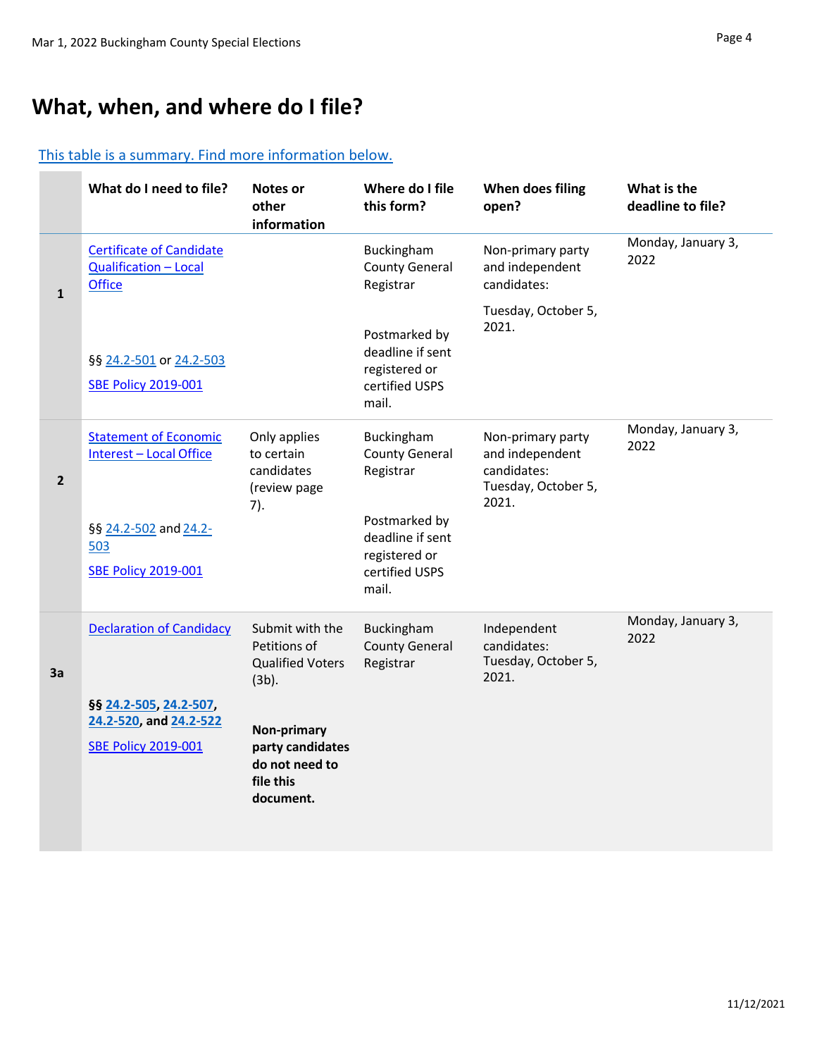# What, when, and where do I file?

This table is a summary. Find more information below.

| | What do I need to file? | Notes or other information | Where do I file this form? | When does filing open? | What is the deadline to file? |
|---|---|---|---|---|---|
| 1 | Certificate of Candidate Qualification – Local Office<br><br>§§ 24.2-501 or 24.2-503<br><br>SBE Policy 2019-001 | | Buckingham County General Registrar<br><br>Postmarked by deadline if sent registered or certified USPS mail. | Non-primary party and independent candidates:<br><br>Tuesday, October 5, 2021. | Monday, January 3, 2022 |
| 2 | Statement of Economic Interest – Local Office<br><br>§§ 24.2-502 and 24.2-503<br><br>SBE Policy 2019-001 | Only applies to certain candidates (review page 7). | Buckingham County General Registrar<br><br>Postmarked by deadline if sent registered or certified USPS mail. | Non-primary party and independent candidates: Tuesday, October 5, 2021. | Monday, January 3, 2022 |
| 3a | Declaration of Candidacy<br><br>**§§ 24.2-505, 24.2-507, 24.2-520, and 24.2-522**<br><br>SBE Policy 2019-001 | Submit with the Petitions of Qualified Voters (3b).<br><br>**Non-primary party candidates do not need to file this document.** | Buckingham County General Registrar | Independent candidates: Tuesday, October 5, 2021. | Monday, January 3, 2022 |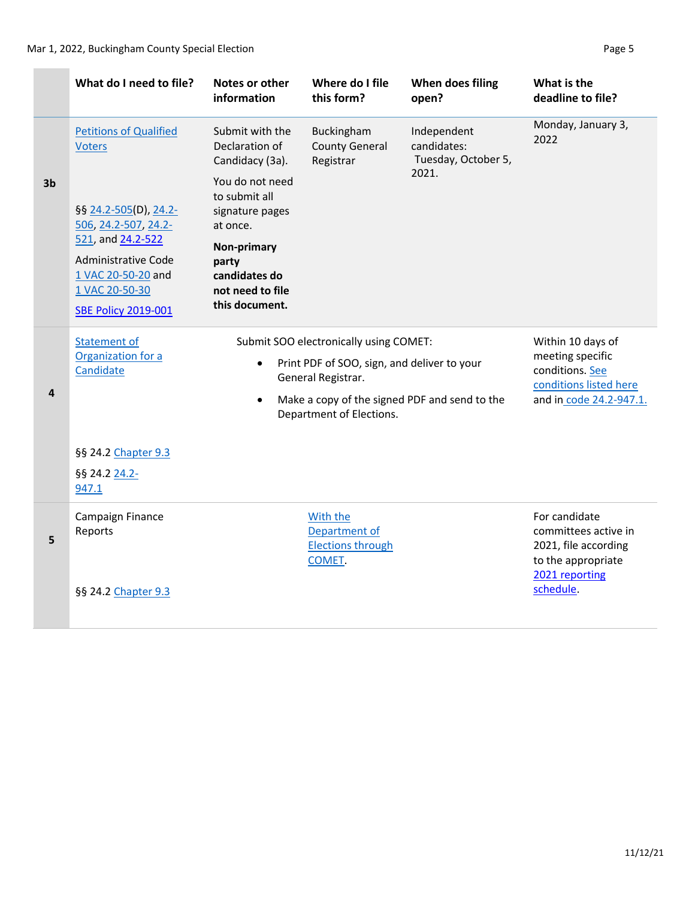| | What do I need to file? | Notes or other information | Where do I file this form? | When does filing open? | What is the deadline to file? |
|---|---|---|---|---|---|
| 3b | Petitions of Qualified Voters<br><br>§§ 24.2-505(D), 24.2-506, 24.2-507, 24.2-521, and 24.2-522<br><br>Administrative Code 1 VAC 20-50-20 and 1 VAC 20-50-30<br><br>SBE Policy 2019-001 | Submit with the Declaration of Candidacy (3a).<br><br>You do not need to submit all signature pages at once.<br><br>**Non-primary party candidates do not need to file this document.** | Buckingham County General Registrar | Independent candidates: Tuesday, October 5, 2021. | Monday, January 3, 2022 |
| 4 | Statement of Organization for a Candidate<br><br>§§ 24.2 Chapter 9.3<br><br>§§ 24.2 24.2-947.1 | Submit SOO electronically using COMET:<br>• Print PDF of SOO, sign, and deliver to your General Registrar.<br>• Make a copy of the signed PDF and send to the Department of Elections. | | | Within 10 days of meeting specific conditions. See conditions listed here and in code 24.2-947.1. |
| 5 | Campaign Finance Reports<br><br>§§ 24.2 Chapter 9.3 | | With the Department of Elections through COMET. | | For candidate committees active in 2021, file according to the appropriate 2021 reporting schedule. |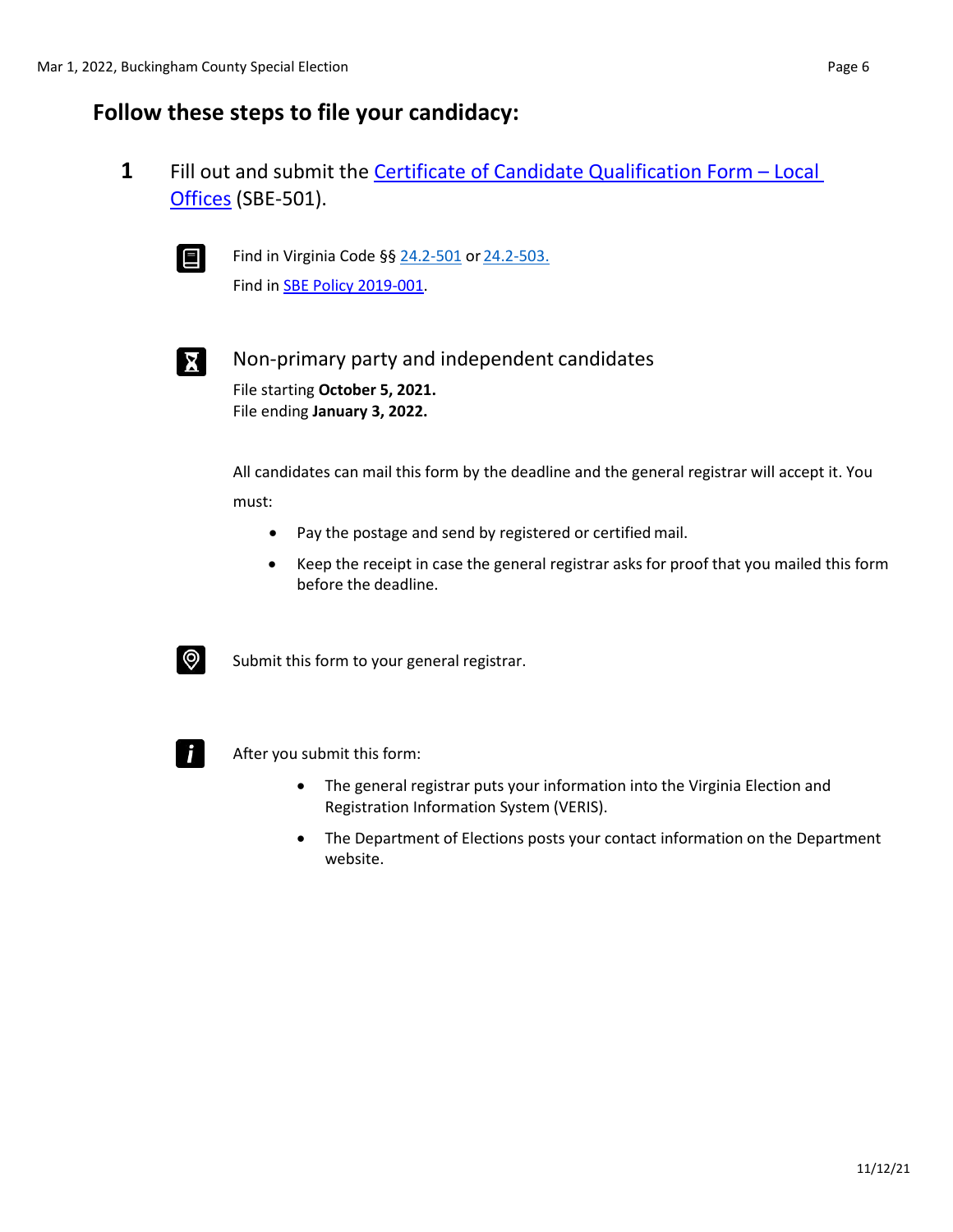## Follow these steps to file your candidacy:

**1** Fill out and submit the Certificate of Candidate Qualification Form – Local Offices (SBE-501).

Find in Virginia Code §§ 24.2-501 or 24.2-503.
Find in SBE Policy 2019-001.

### Non-primary party and independent candidates

File starting **October 5, 2021.**
File ending **January 3, 2022.**

All candidates can mail this form by the deadline and the general registrar will accept it. You must:

- Pay the postage and send by registered or certified mail.
- Keep the receipt in case the general registrar asks for proof that you mailed this form before the deadline.

Submit this form to your general registrar.

After you submit this form:

- The general registrar puts your information into the Virginia Election and Registration Information System (VERIS).
- The Department of Elections posts your contact information on the Department website.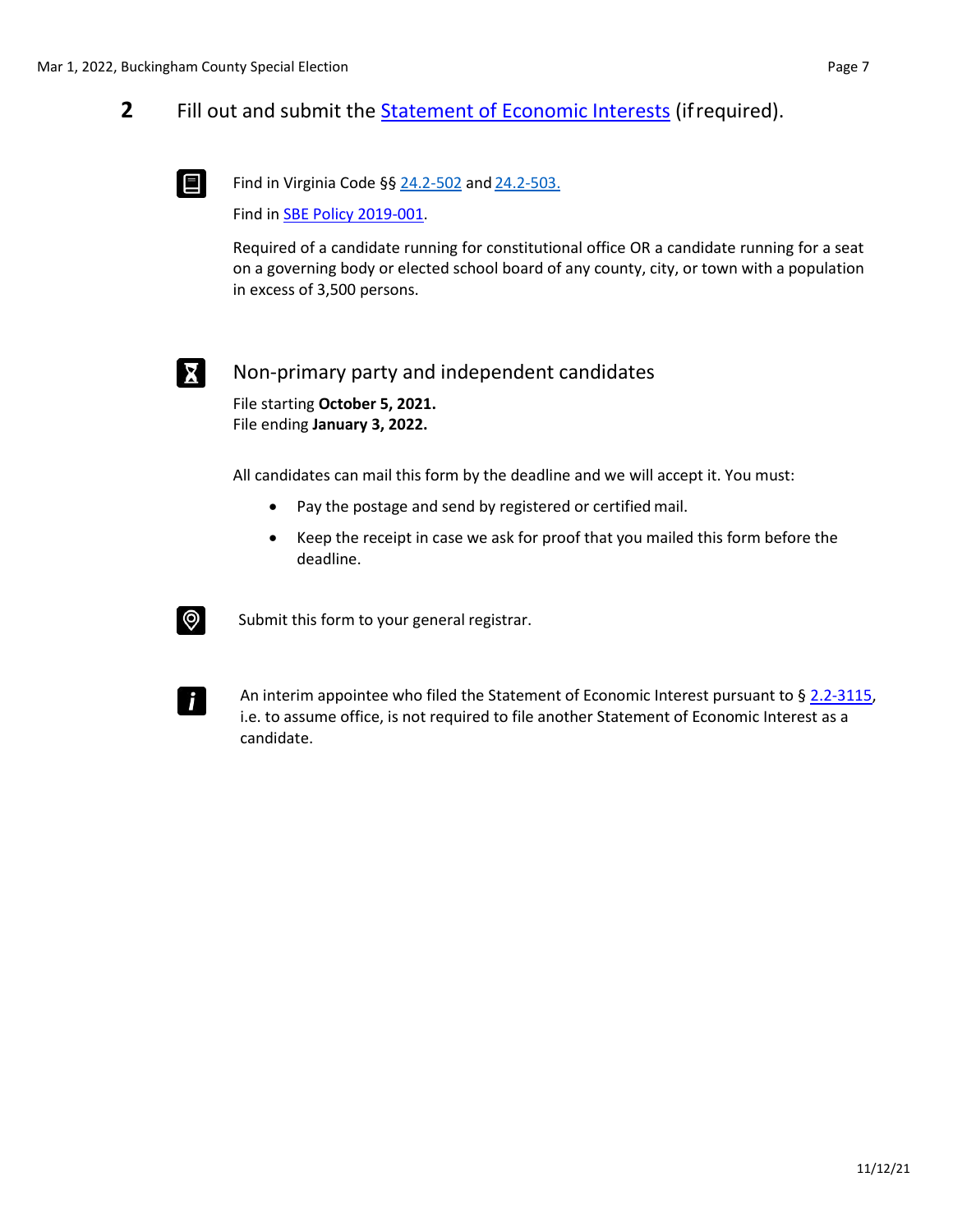## 2 Fill out and submit the Statement of Economic Interests (if required).

Find in Virginia Code §§ 24.2-502 and 24.2-503.

Find in SBE Policy 2019-001.

Required of a candidate running for constitutional office OR a candidate running for a seat on a governing body or elected school board of any county, city, or town with a population in excess of 3,500 persons.

### Non-primary party and independent candidates

File starting **October 5, 2021.**
File ending **January 3, 2022.**

All candidates can mail this form by the deadline and we will accept it. You must:

- Pay the postage and send by registered or certified mail.
- Keep the receipt in case we ask for proof that you mailed this form before the deadline.

Submit this form to your general registrar.

An interim appointee who filed the Statement of Economic Interest pursuant to § 2.2-3115, i.e. to assume office, is not required to file another Statement of Economic Interest as a candidate.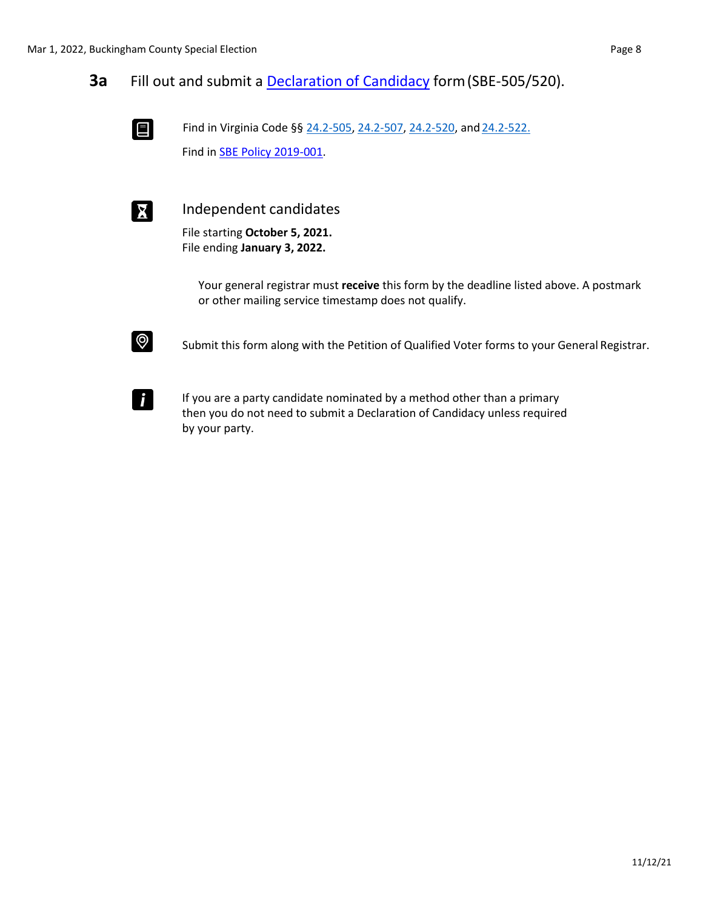## 3a Fill out and submit a Declaration of Candidacy form (SBE-505/520).

Find in Virginia Code §§ 24.2-505, 24.2-507, 24.2-520, and 24.2-522.

Find in SBE Policy 2019-001.

### Independent candidates

File starting **October 5, 2021.**
File ending **January 3, 2022.**

Your general registrar must **receive** this form by the deadline listed above. A postmark or other mailing service timestamp does not qualify.

Submit this form along with the Petition of Qualified Voter forms to your General Registrar.

If you are a party candidate nominated by a method other than a primary then you do not need to submit a Declaration of Candidacy unless required by your party.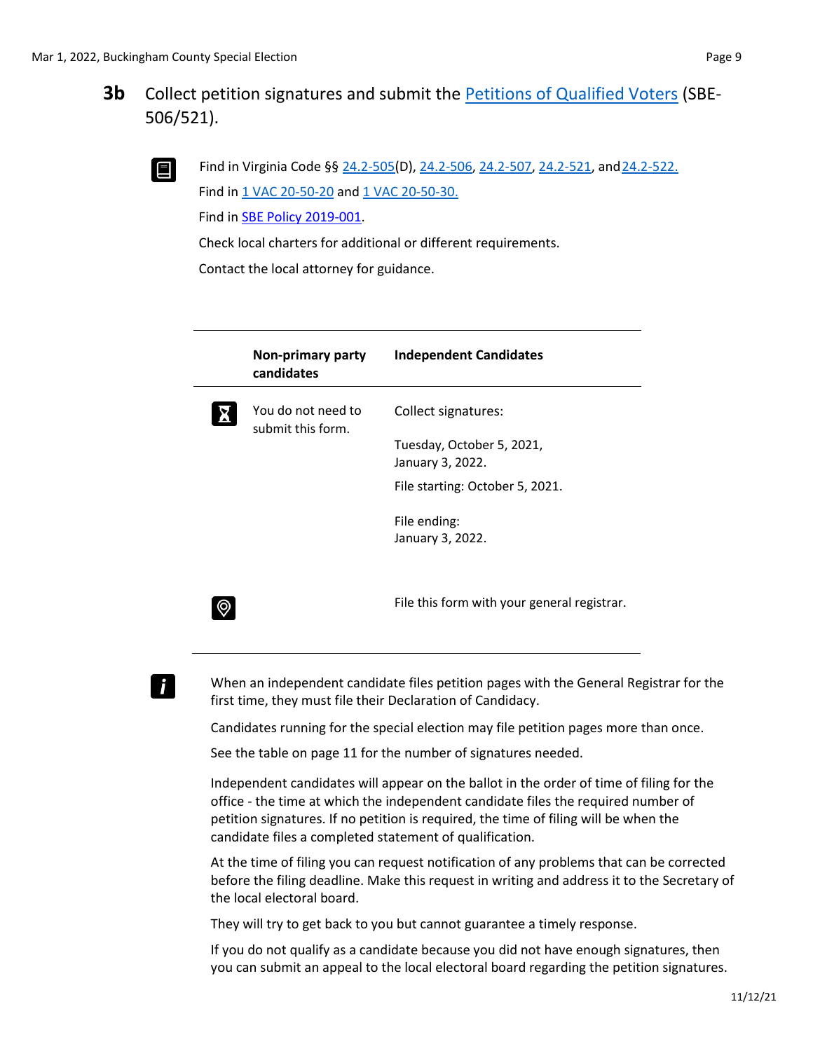## 3b Collect petition signatures and submit the Petitions of Qualified Voters (SBE-506/521).

Find in Virginia Code §§ 24.2-505(D), 24.2-506, 24.2-507, 24.2-521, and 24.2-522.

Find in 1 VAC 20-50-20 and 1 VAC 20-50-30.

Find in SBE Policy 2019-001.

Check local charters for additional or different requirements.

Contact the local attorney for guidance.

| | Non-primary party candidates | Independent Candidates |
|---|---|---|
| Deadline | You do not need to submit this form. | Collect signatures:<br>Tuesday, October 5, 2021, January 3, 2022.<br>File starting: October 5, 2021.<br>File ending:<br>January 3, 2022. |
| Location | | File this form with your general registrar. |

When an independent candidate files petition pages with the General Registrar for the first time, they must file their Declaration of Candidacy.

Candidates running for the special election may file petition pages more than once.

See the table on page 11 for the number of signatures needed.

Independent candidates will appear on the ballot in the order of time of filing for the office - the time at which the independent candidate files the required number of petition signatures. If no petition is required, the time of filing will be when the candidate files a completed statement of qualification.

At the time of filing you can request notification of any problems that can be corrected before the filing deadline. Make this request in writing and address it to the Secretary of the local electoral board.

They will try to get back to you but cannot guarantee a timely response.

If you do not qualify as a candidate because you did not have enough signatures, then you can submit an appeal to the local electoral board regarding the petition signatures.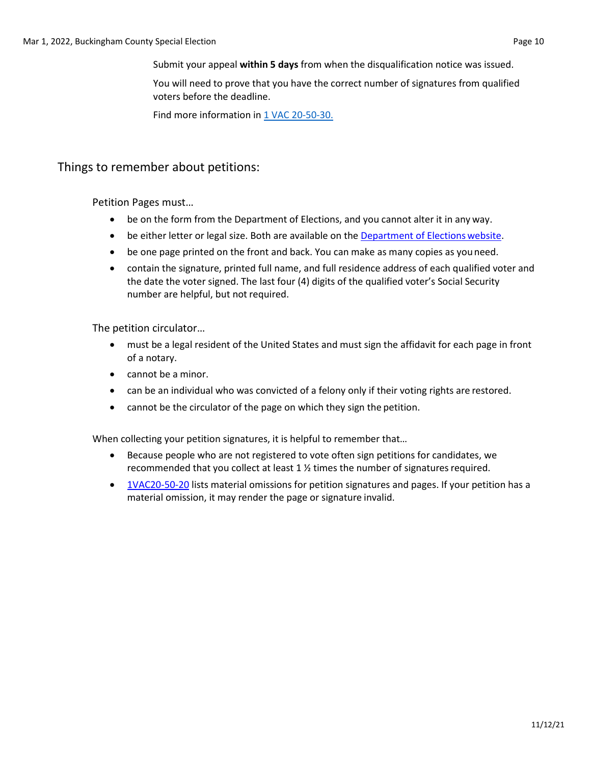Submit your appeal **within 5 days** from when the disqualification notice was issued.

You will need to prove that you have the correct number of signatures from qualified voters before the deadline.

Find more information in [1 VAC 20-50-30.]()

## Things to remember about petitions:

Petition Pages must…

- be on the form from the Department of Elections, and you cannot alter it in any way.
- be either letter or legal size. Both are available on the [Department of Elections website]().
- be one page printed on the front and back. You can make as many copies as you need.
- contain the signature, printed full name, and full residence address of each qualified voter and the date the voter signed. The last four (4) digits of the qualified voter's Social Security number are helpful, but not required.

The petition circulator…

- must be a legal resident of the United States and must sign the affidavit for each page in front of a notary.
- cannot be a minor.
- can be an individual who was convicted of a felony only if their voting rights are restored.
- cannot be the circulator of the page on which they sign the petition.

When collecting your petition signatures, it is helpful to remember that…

- Because people who are not registered to vote often sign petitions for candidates, we recommended that you collect at least 1 ½ times the number of signatures required.
- [1VAC20-50-20]() lists material omissions for petition signatures and pages. If your petition has a material omission, it may render the page or signature invalid.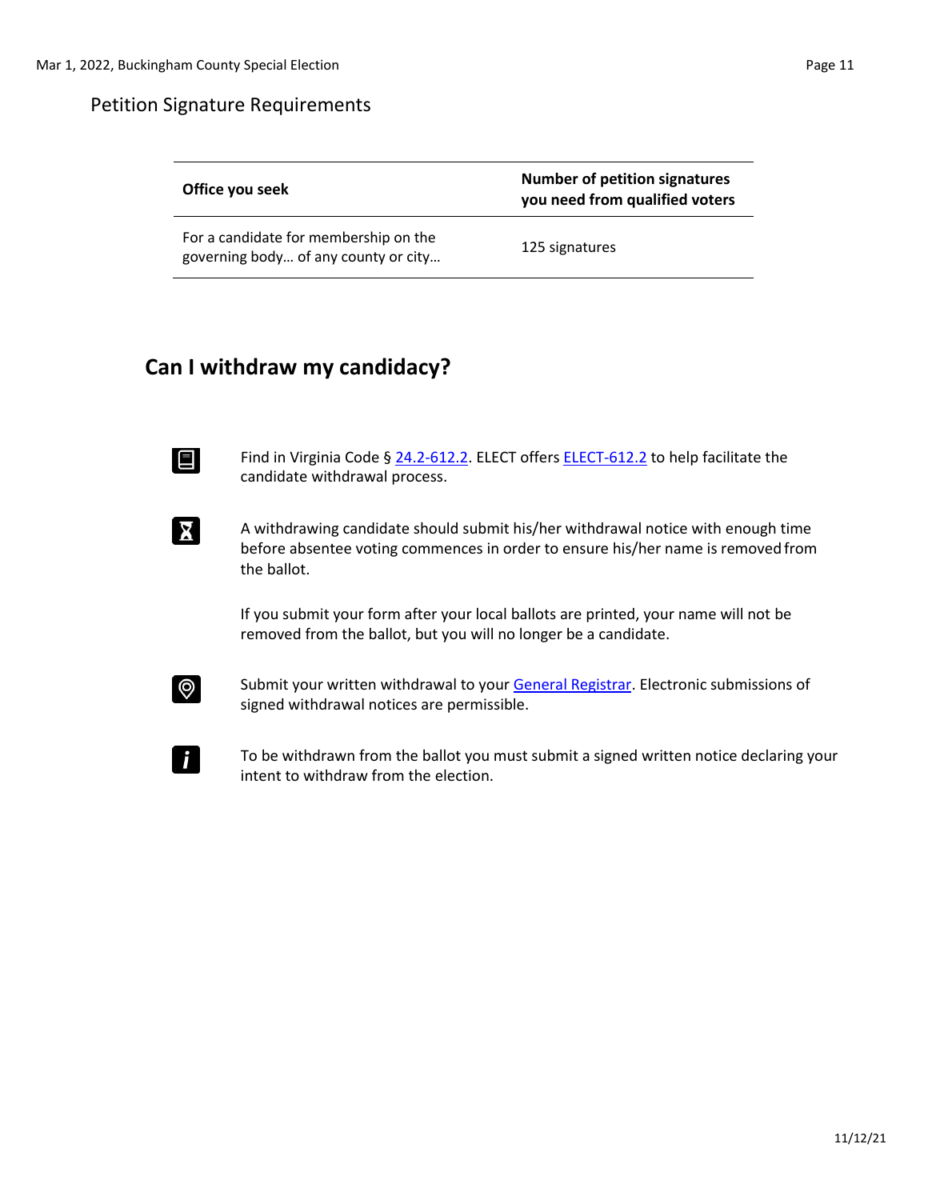## Petition Signature Requirements

| Office you seek | Number of petition signatures you need from qualified voters |
|---|---|
| For a candidate for membership on the governing body… of any county or city… | 125 signatures |

## Can I withdraw my candidacy?

Find in Virginia Code § 24.2-612.2. ELECT offers ELECT-612.2 to help facilitate the candidate withdrawal process.

A withdrawing candidate should submit his/her withdrawal notice with enough time before absentee voting commences in order to ensure his/her name is removed from the ballot.

If you submit your form after your local ballots are printed, your name will not be removed from the ballot, but you will no longer be a candidate.

Submit your written withdrawal to your General Registrar. Electronic submissions of signed withdrawal notices are permissible.

To be withdrawn from the ballot you must submit a signed written notice declaring your intent to withdraw from the election.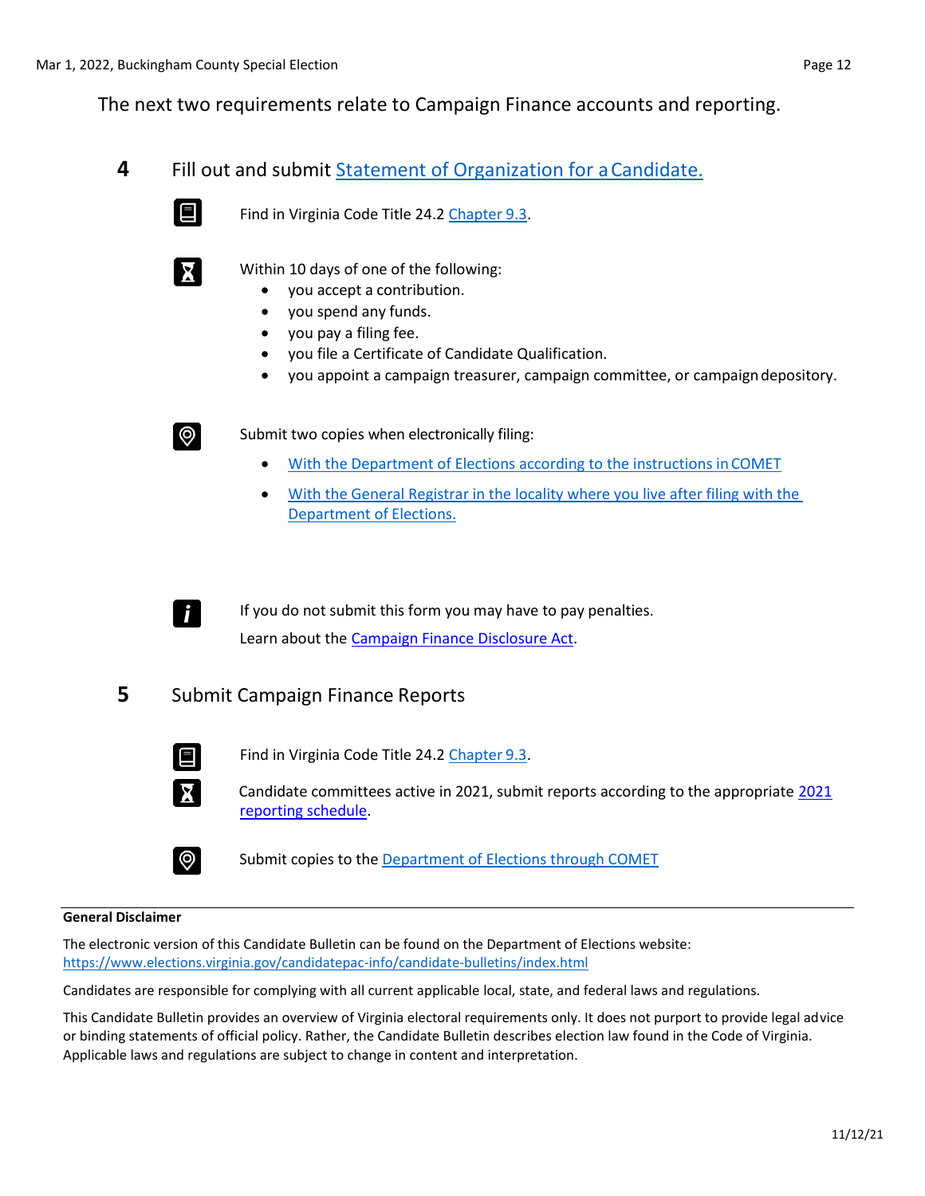The next two requirements relate to Campaign Finance accounts and reporting.

## 4 Fill out and submit Statement of Organization for a Candidate.

Find in Virginia Code Title 24.2 Chapter 9.3.

Within 10 days of one of the following:

- you accept a contribution.
- you spend any funds.
- you pay a filing fee.
- you file a Certificate of Candidate Qualification.
- you appoint a campaign treasurer, campaign committee, or campaign depository.

Submit two copies when electronically filing:

- With the Department of Elections according to the instructions in COMET
- With the General Registrar in the locality where you live after filing with the Department of Elections.

If you do not submit this form you may have to pay penalties.

Learn about the Campaign Finance Disclosure Act.

## 5 Submit Campaign Finance Reports

Find in Virginia Code Title 24.2 Chapter 9.3.

Candidate committees active in 2021, submit reports according to the appropriate 2021 reporting schedule.

Submit copies to the Department of Elections through COMET

---

**General Disclaimer**

The electronic version of this Candidate Bulletin can be found on the Department of Elections website: https://www.elections.virginia.gov/candidatepac-info/candidate-bulletins/index.html

Candidates are responsible for complying with all current applicable local, state, and federal laws and regulations.

This Candidate Bulletin provides an overview of Virginia electoral requirements only. It does not purport to provide legal advice or binding statements of official policy. Rather, the Candidate Bulletin describes election law found in the Code of Virginia. Applicable laws and regulations are subject to change in content and interpretation.

11/12/21